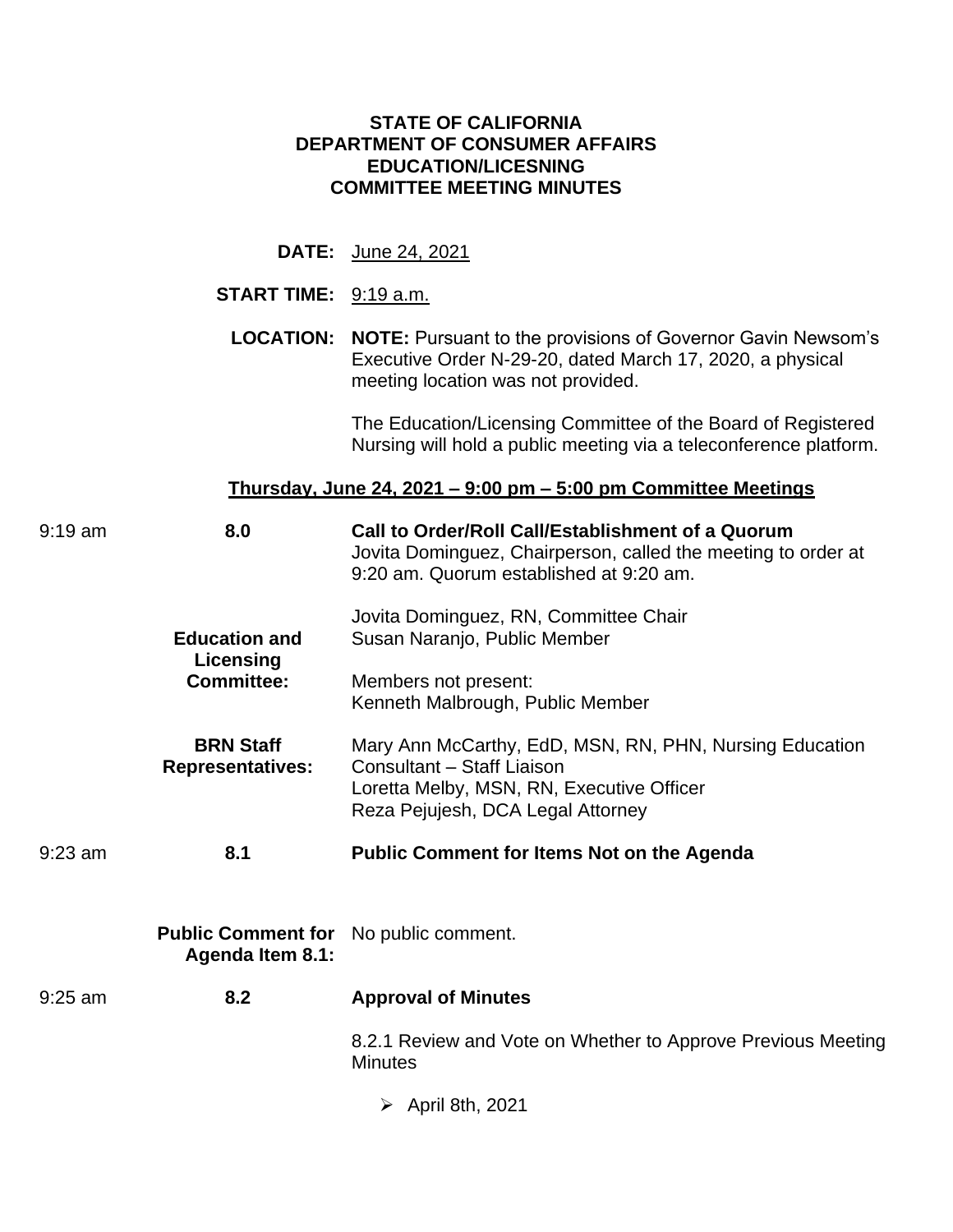**STATE OF CALIFORNIA**
**DEPARTMENT OF CONSUMER AFFAIRS**
**EDUCATION/LICESNING**
**COMMITTEE MEETING MINUTES**

**DATE:** June 24, 2021

**START TIME:** 9:19 a.m.

**LOCATION:** **NOTE:** Pursuant to the provisions of Governor Gavin Newsom's Executive Order N-29-20, dated March 17, 2020, a physical meeting location was not provided.

The Education/Licensing Committee of the Board of Registered Nursing will hold a public meeting via a teleconference platform.

**Thursday, June 24, 2021 – 9:00 pm – 5:00 pm Committee Meetings**

9:19 am **8.0** **Call to Order/Roll Call/Establishment of a Quorum**

Jovita Dominguez, Chairperson, called the meeting to order at 9:20 am. Quorum established at 9:20 am.

**Education and Licensing Committee:**

Jovita Dominguez, RN, Committee Chair
Susan Naranjo, Public Member

Members not present:
Kenneth Malbrough, Public Member

**BRN Staff Representatives:**

Mary Ann McCarthy, EdD, MSN, RN, PHN, Nursing Education Consultant – Staff Liaison
Loretta Melby, MSN, RN, Executive Officer
Reza Pejujesh, DCA Legal Attorney

9:23 am **8.1** **Public Comment for Items Not on the Agenda**

**Public Comment for Agenda Item 8.1:** No public comment.

9:25 am **8.2** **Approval of Minutes**

8.2.1 Review and Vote on Whether to Approve Previous Meeting Minutes

- April 8th, 2021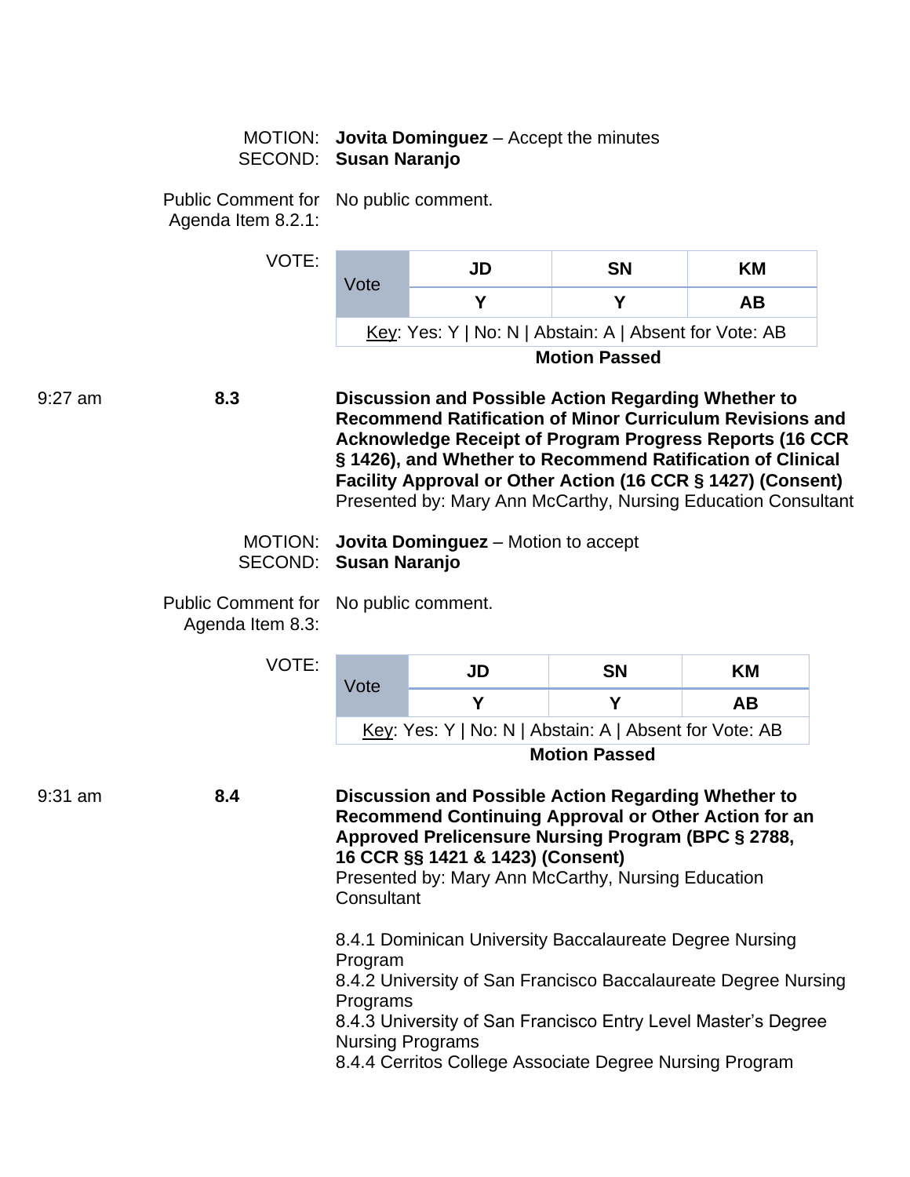MOTION: **Jovita Dominguez** – Accept the minutes
SECOND: **Susan Naranjo**

Public Comment for Agenda Item 8.2.1: No public comment.

VOTE:

| Vote | JD | SN | KM |
|---|---|---|---|
| | **Y** | **Y** | **AB** |

Key: Yes: Y | No: N | Abstain: A | Absent for Vote: AB

**Motion Passed**

9:27 am **8.3** **Discussion and Possible Action Regarding Whether to Recommend Ratification of Minor Curriculum Revisions and Acknowledge Receipt of Program Progress Reports (16 CCR § 1426), and Whether to Recommend Ratification of Clinical Facility Approval or Other Action (16 CCR § 1427) (Consent)**
Presented by: Mary Ann McCarthy, Nursing Education Consultant

MOTION: **Jovita Dominguez** – Motion to accept
SECOND: **Susan Naranjo**

Public Comment for Agenda Item 8.3: No public comment.

VOTE:

| Vote | JD | SN | KM |
|---|---|---|---|
| | **Y** | **Y** | **AB** |

Key: Yes: Y | No: N | Abstain: A | Absent for Vote: AB

**Motion Passed**

9:31 am **8.4** **Discussion and Possible Action Regarding Whether to Recommend Continuing Approval or Other Action for an Approved Prelicensure Nursing Program (BPC § 2788, 16 CCR §§ 1421 & 1423) (Consent)**
Presented by: Mary Ann McCarthy, Nursing Education Consultant

8.4.1 Dominican University Baccalaureate Degree Nursing Program
8.4.2 University of San Francisco Baccalaureate Degree Nursing Programs
8.4.3 University of San Francisco Entry Level Master's Degree Nursing Programs
8.4.4 Cerritos College Associate Degree Nursing Program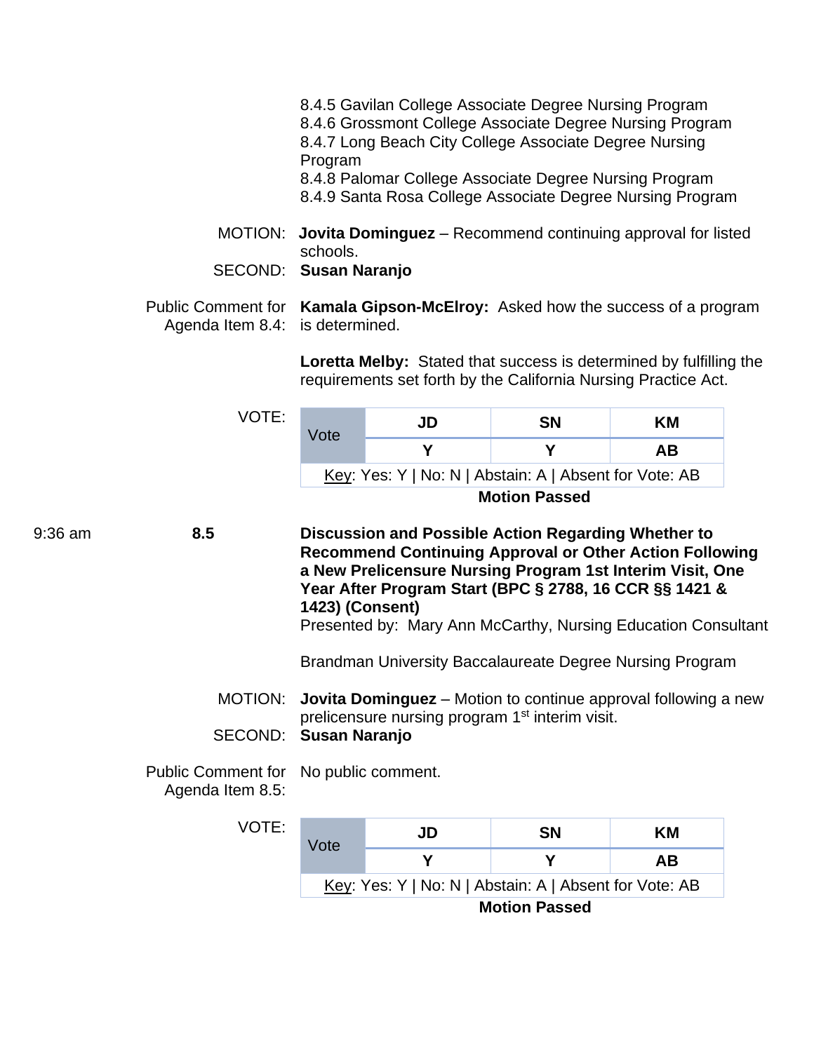8.4.5 Gavilan College Associate Degree Nursing Program
8.4.6 Grossmont College Associate Degree Nursing Program
8.4.7 Long Beach City College Associate Degree Nursing Program
8.4.8 Palomar College Associate Degree Nursing Program
8.4.9 Santa Rosa College Associate Degree Nursing Program

MOTION: **Jovita Dominguez** – Recommend continuing approval for listed schools.

SECOND: **Susan Naranjo**

Public Comment for Agenda Item 8.4: **Kamala Gipson-McElroy:** Asked how the success of a program is determined.

**Loretta Melby:** Stated that success is determined by fulfilling the requirements set forth by the California Nursing Practice Act.

VOTE:

| Vote | JD | SN | KM |
|---|---|---|---|
| | Y | Y | AB |

Key: Yes: Y | No: N | Abstain: A | Absent for Vote: AB

**Motion Passed**

9:36 am **8.5** **Discussion and Possible Action Regarding Whether to Recommend Continuing Approval or Other Action Following a New Prelicensure Nursing Program 1st Interim Visit, One Year After Program Start (BPC § 2788, 16 CCR §§ 1421 & 1423) (Consent)**

Presented by: Mary Ann McCarthy, Nursing Education Consultant

Brandman University Baccalaureate Degree Nursing Program

MOTION: **Jovita Dominguez** – Motion to continue approval following a new prelicensure nursing program 1st interim visit.

SECOND: **Susan Naranjo**

Public Comment for Agenda Item 8.5: No public comment.

VOTE:

| Vote | JD | SN | KM |
|---|---|---|---|
| | Y | Y | AB |

Key: Yes: Y | No: N | Abstain: A | Absent for Vote: AB

**Motion Passed**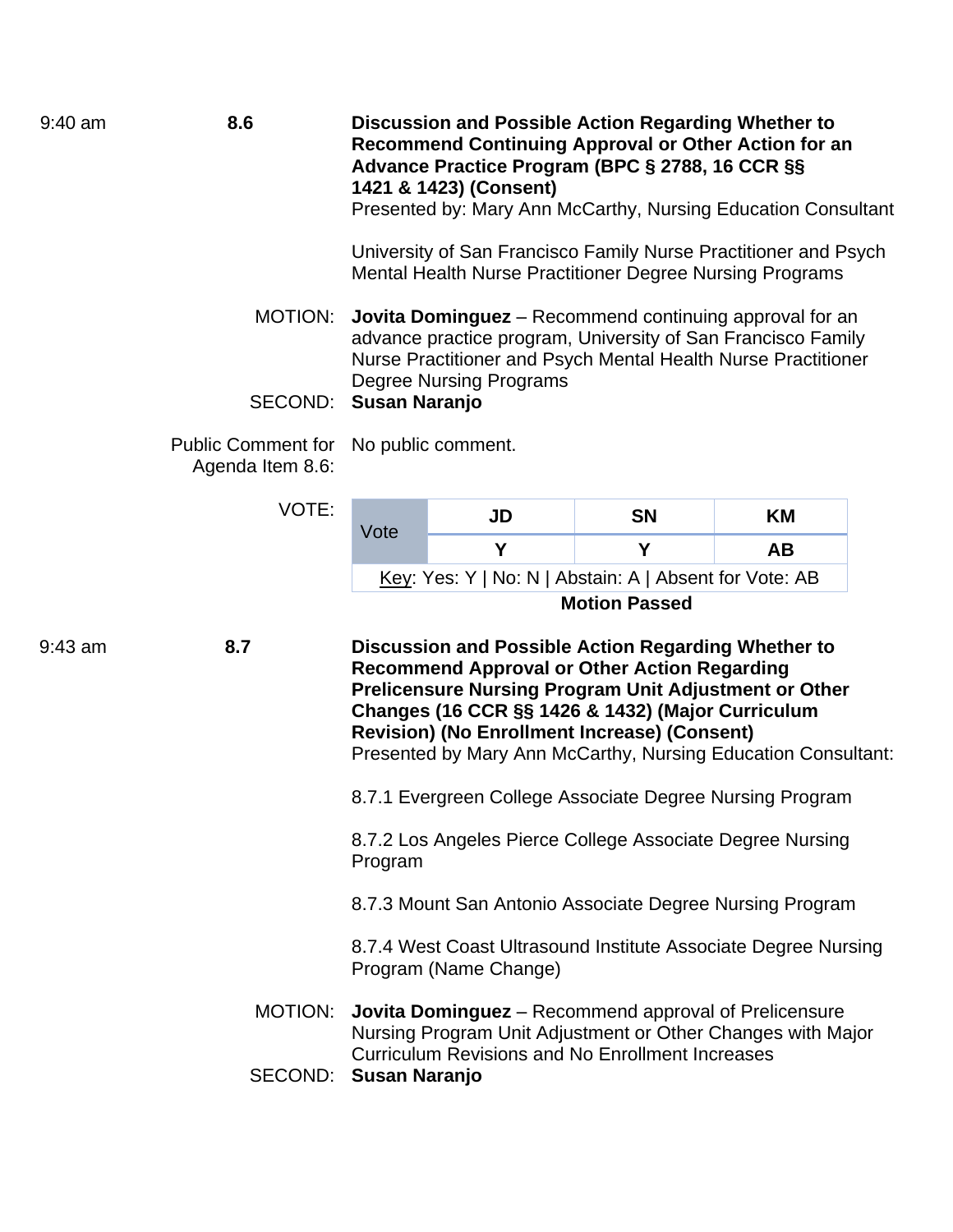9:40 am **8.6** **Discussion and Possible Action Regarding Whether to Recommend Continuing Approval or Other Action for an Advance Practice Program (BPC § 2788, 16 CCR §§ 1421 & 1423) (Consent)**
Presented by: Mary Ann McCarthy, Nursing Education Consultant

University of San Francisco Family Nurse Practitioner and Psych Mental Health Nurse Practitioner Degree Nursing Programs

MOTION: **Jovita Dominguez** – Recommend continuing approval for an advance practice program, University of San Francisco Family Nurse Practitioner and Psych Mental Health Nurse Practitioner Degree Nursing Programs

SECOND: **Susan Naranjo**

Public Comment for Agenda Item 8.6: No public comment.

VOTE:

| Vote | JD | SN | KM |
|---|---|---|---|
| | Y | Y | AB |

Key: Yes: Y | No: N | Abstain: A | Absent for Vote: AB

**Motion Passed**

9:43 am **8.7** **Discussion and Possible Action Regarding Whether to Recommend Approval or Other Action Regarding Prelicensure Nursing Program Unit Adjustment or Other Changes (16 CCR §§ 1426 & 1432) (Major Curriculum Revision) (No Enrollment Increase) (Consent)**
Presented by Mary Ann McCarthy, Nursing Education Consultant:

8.7.1 Evergreen College Associate Degree Nursing Program

8.7.2 Los Angeles Pierce College Associate Degree Nursing Program

8.7.3 Mount San Antonio Associate Degree Nursing Program

8.7.4 West Coast Ultrasound Institute Associate Degree Nursing Program (Name Change)

MOTION: **Jovita Dominguez** – Recommend approval of Prelicensure Nursing Program Unit Adjustment or Other Changes with Major Curriculum Revisions and No Enrollment Increases

SECOND: **Susan Naranjo**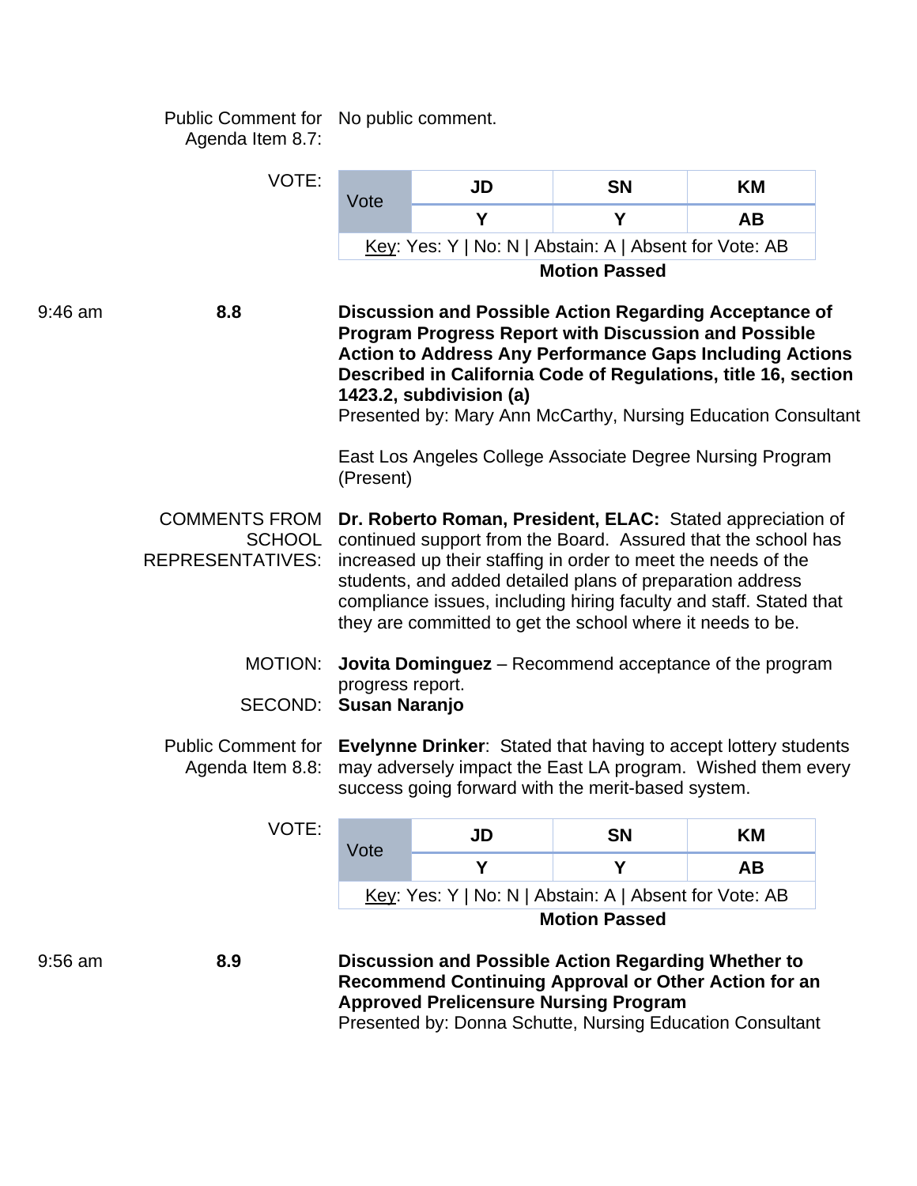Public Comment for Agenda Item 8.7: No public comment.

VOTE:

| Vote | JD | SN | KM |
|---|---|---|---|
| | Y | Y | AB |

Key: Yes: Y | No: N | Abstain: A | Absent for Vote: AB

**Motion Passed**

9:46 am **8.8** **Discussion and Possible Action Regarding Acceptance of Program Progress Report with Discussion and Possible Action to Address Any Performance Gaps Including Actions Described in California Code of Regulations, title 16, section 1423.2, subdivision (a)**
Presented by: Mary Ann McCarthy, Nursing Education Consultant

East Los Angeles College Associate Degree Nursing Program (Present)

COMMENTS FROM SCHOOL REPRESENTATIVES: **Dr. Roberto Roman, President, ELAC:** Stated appreciation of continued support from the Board. Assured that the school has increased up their staffing in order to meet the needs of the students, and added detailed plans of preparation address compliance issues, including hiring faculty and staff. Stated that they are committed to get the school where it needs to be.

MOTION: **Jovita Dominguez** – Recommend acceptance of the program progress report.

SECOND: **Susan Naranjo**

Public Comment for Agenda Item 8.8: **Evelynne Drinker**: Stated that having to accept lottery students may adversely impact the East LA program. Wished them every success going forward with the merit-based system.

VOTE:

| Vote | JD | SN | KM |
|---|---|---|---|
| | Y | Y | AB |

Key: Yes: Y | No: N | Abstain: A | Absent for Vote: AB

**Motion Passed**

9:56 am **8.9** **Discussion and Possible Action Regarding Whether to Recommend Continuing Approval or Other Action for an Approved Prelicensure Nursing Program**
Presented by: Donna Schutte, Nursing Education Consultant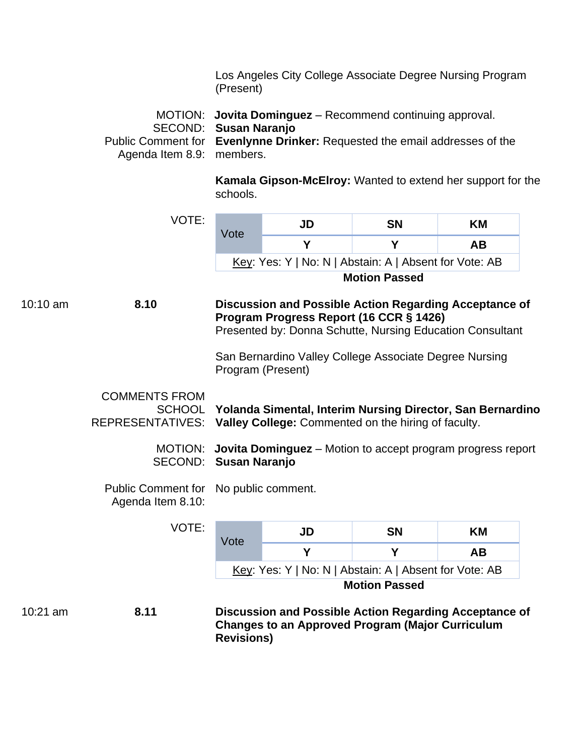Los Angeles City College Associate Degree Nursing Program (Present)

MOTION: **Jovita Dominguez** – Recommend continuing approval.
SECOND: **Susan Naranjo**
Public Comment for Agenda Item 8.9: **Evenlynne Drinker:** Requested the email addresses of the members.

**Kamala Gipson-McElroy:** Wanted to extend her support for the schools.

VOTE:

| Vote | JD | SN | KM |
|---|---|---|---|
| | Y | Y | AB |

Key: Yes: Y | No: N | Abstain: A | Absent for Vote: AB

**Motion Passed**

10:10 am **8.10** **Discussion and Possible Action Regarding Acceptance of Program Progress Report (16 CCR § 1426)**
Presented by: Donna Schutte, Nursing Education Consultant

San Bernardino Valley College Associate Degree Nursing Program (Present)

COMMENTS FROM SCHOOL REPRESENTATIVES: **Yolanda Simental, Interim Nursing Director, San Bernardino Valley College:** Commented on the hiring of faculty.

MOTION: **Jovita Dominguez** – Motion to accept program progress report
SECOND: **Susan Naranjo**

Public Comment for Agenda Item 8.10: No public comment.

VOTE:

| Vote | JD | SN | KM |
|---|---|---|---|
| | Y | Y | AB |

Key: Yes: Y | No: N | Abstain: A | Absent for Vote: AB

**Motion Passed**

10:21 am **8.11** **Discussion and Possible Action Regarding Acceptance of Changes to an Approved Program (Major Curriculum Revisions)**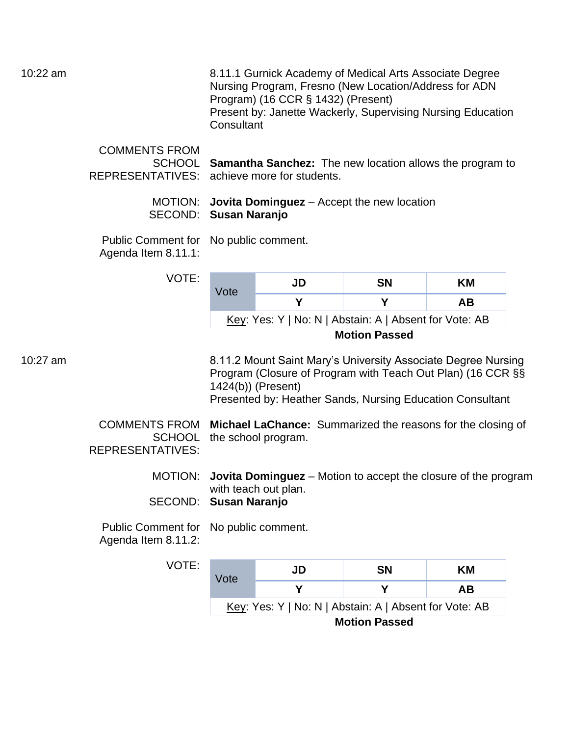10:22 am

8.11.1 Gurnick Academy of Medical Arts Associate Degree Nursing Program, Fresno (New Location/Address for ADN Program) (16 CCR § 1432) (Present)
Present by: Janette Wackerly, Supervising Nursing Education Consultant

COMMENTS FROM SCHOOL REPRESENTATIVES: **Samantha Sanchez:** The new location allows the program to achieve more for students.

MOTION: **Jovita Dominguez** – Accept the new location
SECOND: **Susan Naranjo**

Public Comment for Agenda Item 8.11.1: No public comment.

VOTE:

| Vote | JD | SN | KM |
|---|---|---|---|
| | **Y** | **Y** | **AB** |

Key: Yes: Y | No: N | Abstain: A | Absent for Vote: AB

**Motion Passed**

10:27 am

8.11.2 Mount Saint Mary's University Associate Degree Nursing Program (Closure of Program with Teach Out Plan) (16 CCR §§ 1424(b)) (Present)
Presented by: Heather Sands, Nursing Education Consultant

COMMENTS FROM SCHOOL REPRESENTATIVES: **Michael LaChance:** Summarized the reasons for the closing of the school program.

MOTION: **Jovita Dominguez** – Motion to accept the closure of the program with teach out plan.
SECOND: **Susan Naranjo**

Public Comment for Agenda Item 8.11.2: No public comment.

VOTE:

| Vote | JD | SN | KM |
|---|---|---|---|
| | **Y** | **Y** | **AB** |

Key: Yes: Y | No: N | Abstain: A | Absent for Vote: AB

**Motion Passed**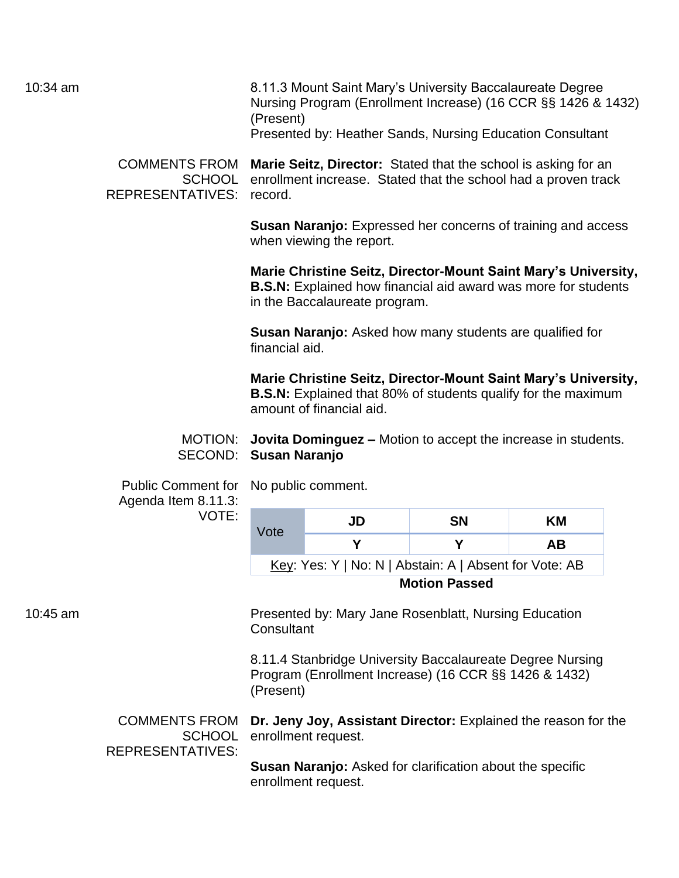10:34 am

8.11.3 Mount Saint Mary's University Baccalaureate Degree Nursing Program (Enrollment Increase) (16 CCR §§ 1426 & 1432) (Present)
Presented by: Heather Sands, Nursing Education Consultant

COMMENTS FROM SCHOOL REPRESENTATIVES:

**Marie Seitz, Director:** Stated that the school is asking for an enrollment increase. Stated that the school had a proven track record.

**Susan Naranjo:** Expressed her concerns of training and access when viewing the report.

**Marie Christine Seitz, Director-Mount Saint Mary's University, B.S.N:** Explained how financial aid award was more for students in the Baccalaureate program.

**Susan Naranjo:** Asked how many students are qualified for financial aid.

**Marie Christine Seitz, Director-Mount Saint Mary's University, B.S.N:** Explained that 80% of students qualify for the maximum amount of financial aid.

MOTION: **Jovita Dominguez –** Motion to accept the increase in students.
SECOND: **Susan Naranjo**

Public Comment for Agenda Item 8.11.3: No public comment.

VOTE:

| Vote | JD | SN | KM |
|---|---|---|---|
| | Y | Y | AB |

Key: Yes: Y | No: N | Abstain: A | Absent for Vote: AB

**Motion Passed**

10:45 am

Presented by: Mary Jane Rosenblatt, Nursing Education Consultant

8.11.4 Stanbridge University Baccalaureate Degree Nursing Program (Enrollment Increase) (16 CCR §§ 1426 & 1432) (Present)

COMMENTS FROM SCHOOL REPRESENTATIVES:

**Dr. Jeny Joy, Assistant Director:** Explained the reason for the enrollment request.

**Susan Naranjo:** Asked for clarification about the specific enrollment request.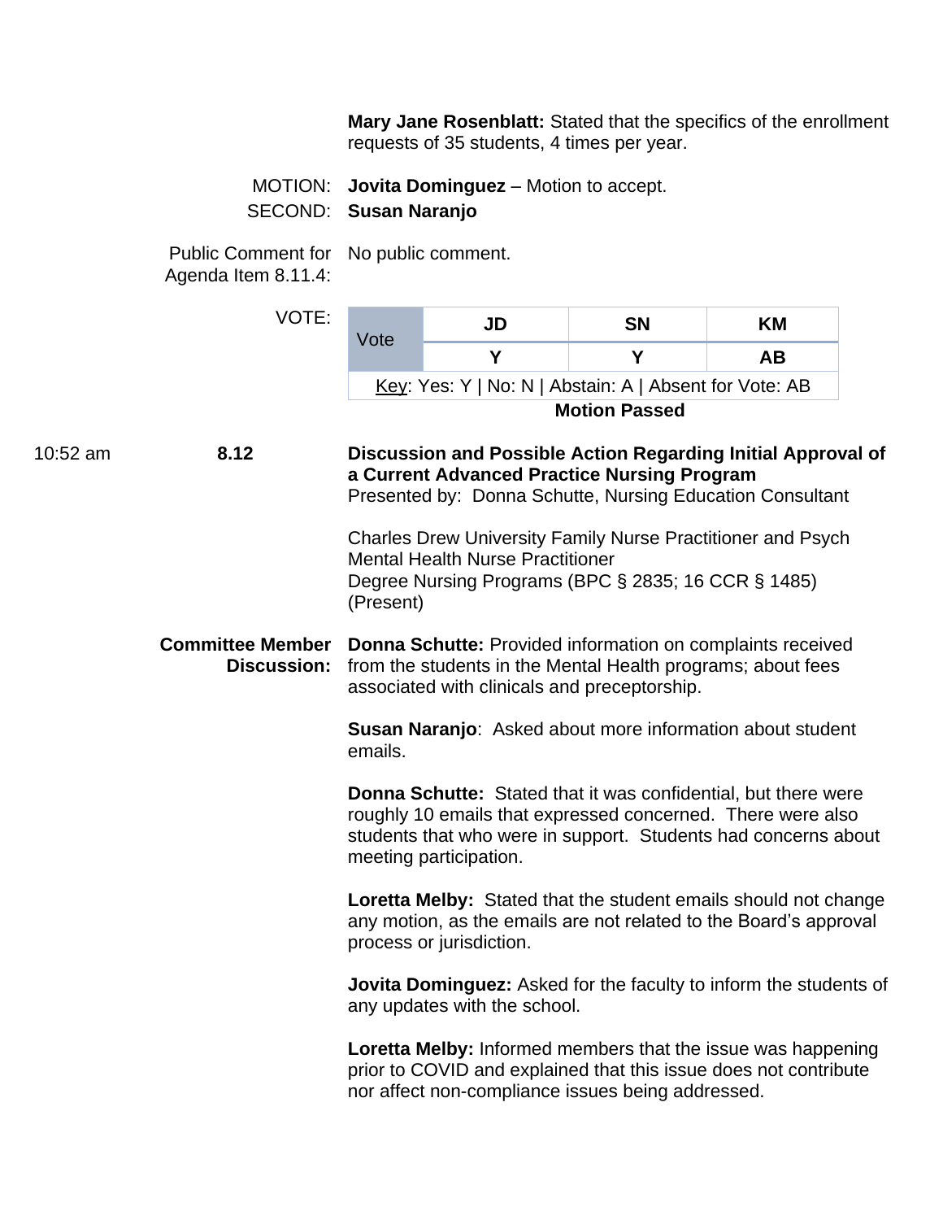**Mary Jane Rosenblatt:** Stated that the specifics of the enrollment requests of 35 students, 4 times per year.

MOTION: **Jovita Dominguez** – Motion to accept.
SECOND: **Susan Naranjo**

Public Comment for Agenda Item 8.11.4: No public comment.

VOTE:

| Vote | JD | SN | KM |
|---|---|---|---|
| | Y | Y | AB |

Key: Yes: Y | No: N | Abstain: A | Absent for Vote: AB

**Motion Passed**

10:52 am **8.12** **Discussion and Possible Action Regarding Initial Approval of a Current Advanced Practice Nursing Program**
Presented by: Donna Schutte, Nursing Education Consultant

Charles Drew University Family Nurse Practitioner and Psych Mental Health Nurse Practitioner
Degree Nursing Programs (BPC § 2835; 16 CCR § 1485) (Present)

**Committee Member Discussion:** **Donna Schutte:** Provided information on complaints received from the students in the Mental Health programs; about fees associated with clinicals and preceptorship.

**Susan Naranjo**: Asked about more information about student emails.

**Donna Schutte:** Stated that it was confidential, but there were roughly 10 emails that expressed concerned. There were also students that who were in support. Students had concerns about meeting participation.

**Loretta Melby:** Stated that the student emails should not change any motion, as the emails are not related to the Board's approval process or jurisdiction.

**Jovita Dominguez:** Asked for the faculty to inform the students of any updates with the school.

**Loretta Melby:** Informed members that the issue was happening prior to COVID and explained that this issue does not contribute nor affect non-compliance issues being addressed.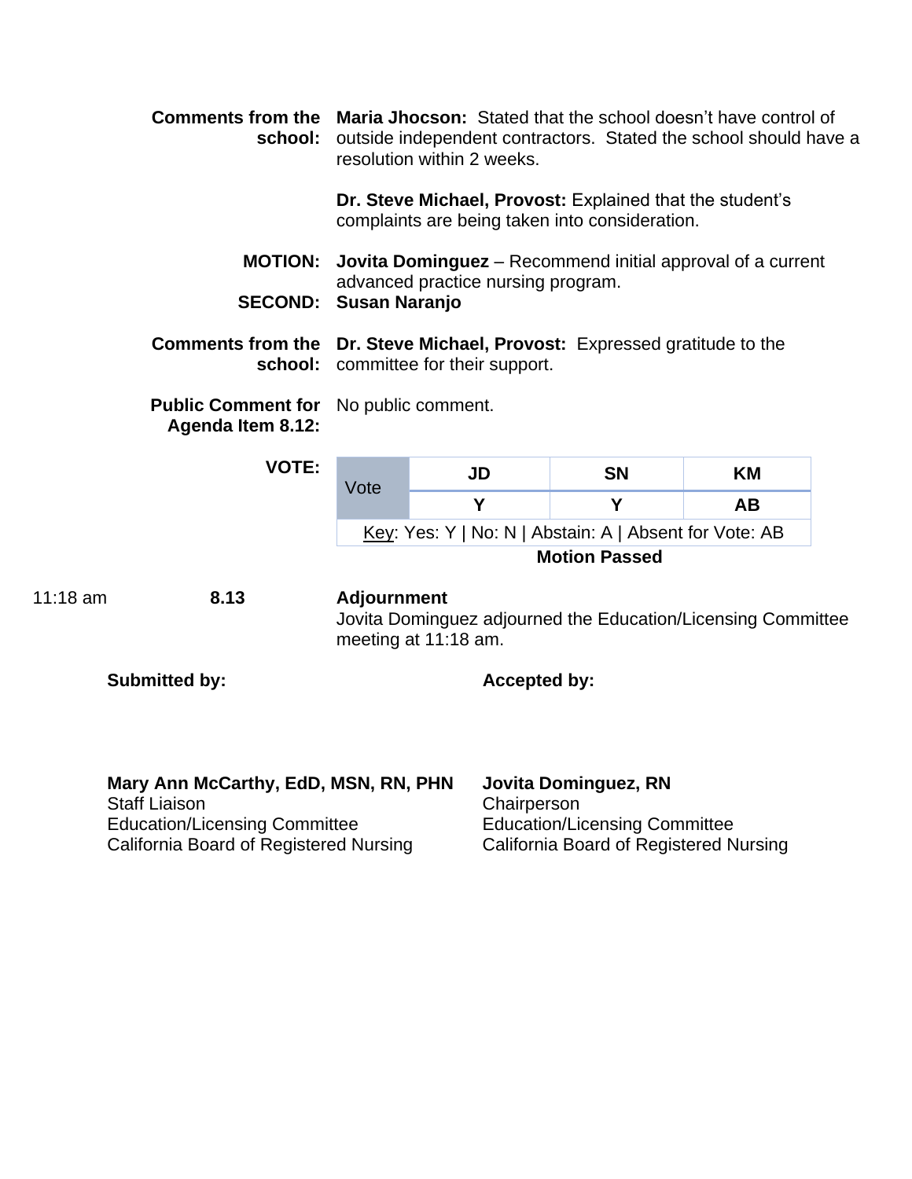**Comments from the school:** **Maria Jhocson:** Stated that the school doesn't have control of outside independent contractors. Stated the school should have a resolution within 2 weeks.

**Dr. Steve Michael, Provost:** Explained that the student's complaints are being taken into consideration.

**MOTION:** **Jovita Dominguez** – Recommend initial approval of a current advanced practice nursing program.

**SECOND:** **Susan Naranjo**

**Comments from the school:** **Dr. Steve Michael, Provost:** Expressed gratitude to the committee for their support.

**Public Comment for Agenda Item 8.12:** No public comment.

**VOTE:**

| Vote | JD | SN | KM |
|---|---|---|---|
| | Y | Y | AB |

Key: Yes: Y | No: N | Abstain: A | Absent for Vote: AB

**Motion Passed**

11:18 am **8.13** **Adjournment**

Jovita Dominguez adjourned the Education/Licensing Committee meeting at 11:18 am.

**Submitted by:**

**Mary Ann McCarthy, EdD, MSN, RN, PHN**
Staff Liaison
Education/Licensing Committee
California Board of Registered Nursing

**Accepted by:**

**Jovita Dominguez, RN**
Chairperson
Education/Licensing Committee
California Board of Registered Nursing